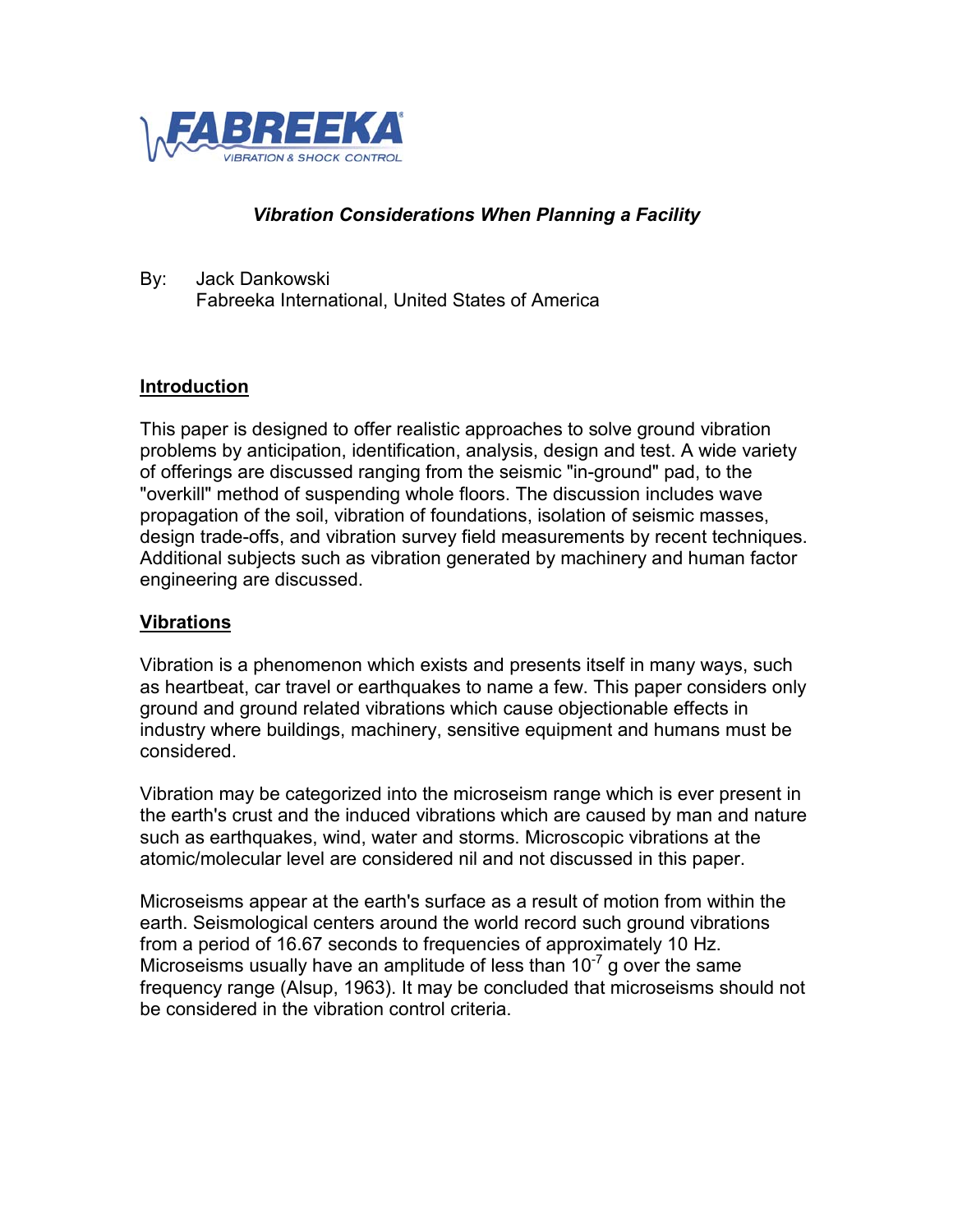FABREEKA® VIBRATION & SHOCK CONTROL

# *Vibration Considerations When Planning a Facility*

By: Jack Dankowski
Fabreeka International, United States of America

## Introduction

This paper is designed to offer realistic approaches to solve ground vibration problems by anticipation, identification, analysis, design and test. A wide variety of offerings are discussed ranging from the seismic "in-ground" pad, to the "overkill" method of suspending whole floors. The discussion includes wave propagation of the soil, vibration of foundations, isolation of seismic masses, design trade-offs, and vibration survey field measurements by recent techniques. Additional subjects such as vibration generated by machinery and human factor engineering are discussed.

## Vibrations

Vibration is a phenomenon which exists and presents itself in many ways, such as heartbeat, car travel or earthquakes to name a few. This paper considers only ground and ground related vibrations which cause objectionable effects in industry where buildings, machinery, sensitive equipment and humans must be considered.

Vibration may be categorized into the microseism range which is ever present in the earth's crust and the induced vibrations which are caused by man and nature such as earthquakes, wind, water and storms. Microscopic vibrations at the atomic/molecular level are considered nil and not discussed in this paper.

Microseisms appear at the earth's surface as a result of motion from within the earth. Seismological centers around the world record such ground vibrations from a period of 16.67 seconds to frequencies of approximately 10 Hz. Microseisms usually have an amplitude of less than $10^{-7}$ g over the same frequency range (Alsup, 1963). It may be concluded that microseisms should not be considered in the vibration control criteria.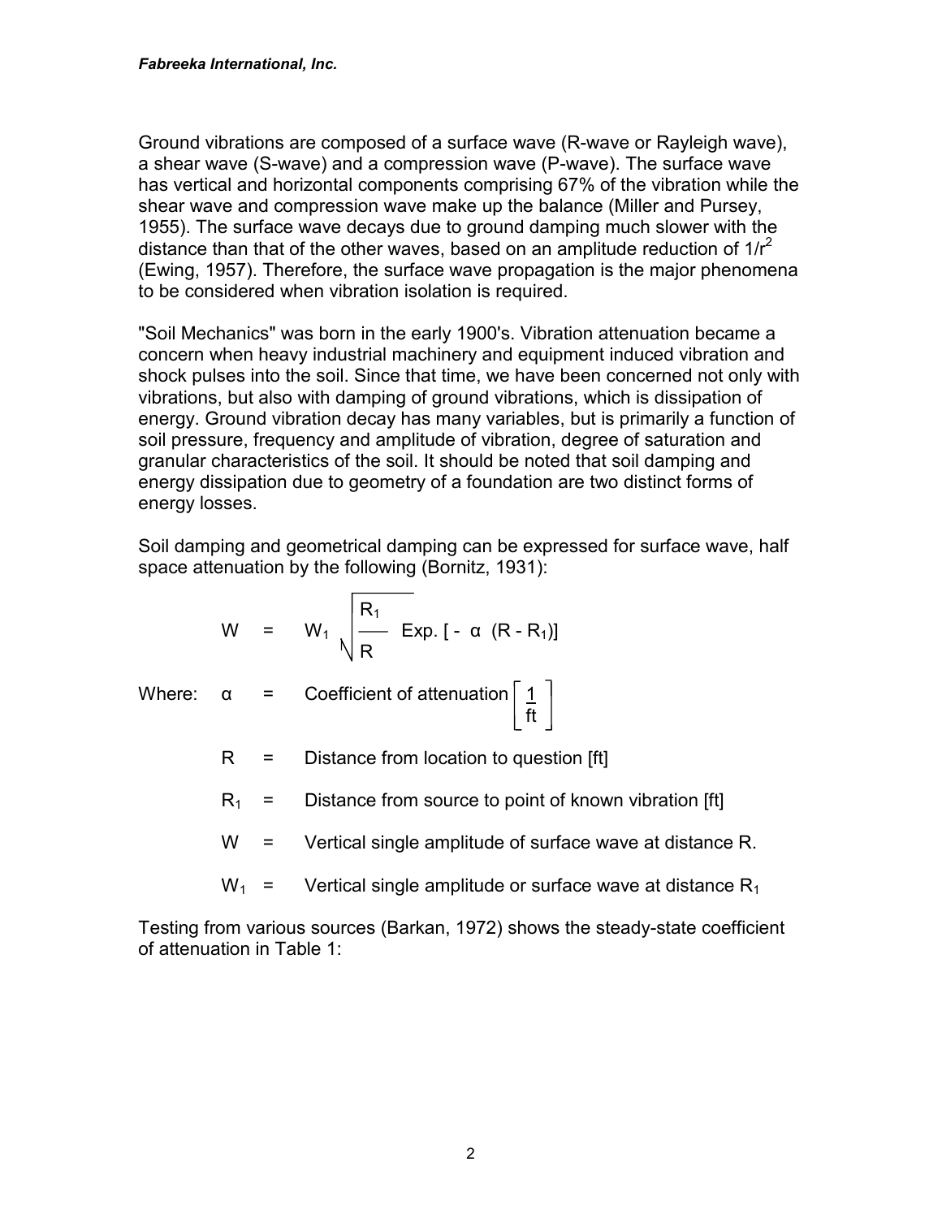Ground vibrations are composed of a surface wave (R-wave or Rayleigh wave), a shear wave (S-wave) and a compression wave (P-wave). The surface wave has vertical and horizontal components comprising 67% of the vibration while the shear wave and compression wave make up the balance (Miller and Pursey, 1955). The surface wave decays due to ground damping much slower with the distance than that of the other waves, based on an amplitude reduction of $1/r^2$ (Ewing, 1957). Therefore, the surface wave propagation is the major phenomena to be considered when vibration isolation is required.

"Soil Mechanics" was born in the early 1900's. Vibration attenuation became a concern when heavy industrial machinery and equipment induced vibration and shock pulses into the soil. Since that time, we have been concerned not only with vibrations, but also with damping of ground vibrations, which is dissipation of energy. Ground vibration decay has many variables, but is primarily a function of soil pressure, frequency and amplitude of vibration, degree of saturation and granular characteristics of the soil. It should be noted that soil damping and energy dissipation due to geometry of a foundation are two distinct forms of energy losses.

Soil damping and geometrical damping can be expressed for surface wave, half space attenuation by the following (Bornitz, 1931):

$$W = W_1 \sqrt{\frac{R_1}{R}} \, \text{Exp.} \left[ - \alpha \, (R - R_1) \right]$$

Where:

- $\alpha$ = Coefficient of attenuation $\left[ \frac{1}{\text{ft}} \right]$
- $R$ = Distance from location to question [ft]
- $R_1$ = Distance from source to point of known vibration [ft]
- $W$ = Vertical single amplitude of surface wave at distance R.
- $W_1$ = Vertical single amplitude or surface wave at distance $R_1$

Testing from various sources (Barkan, 1972) shows the steady-state coefficient of attenuation in Table 1: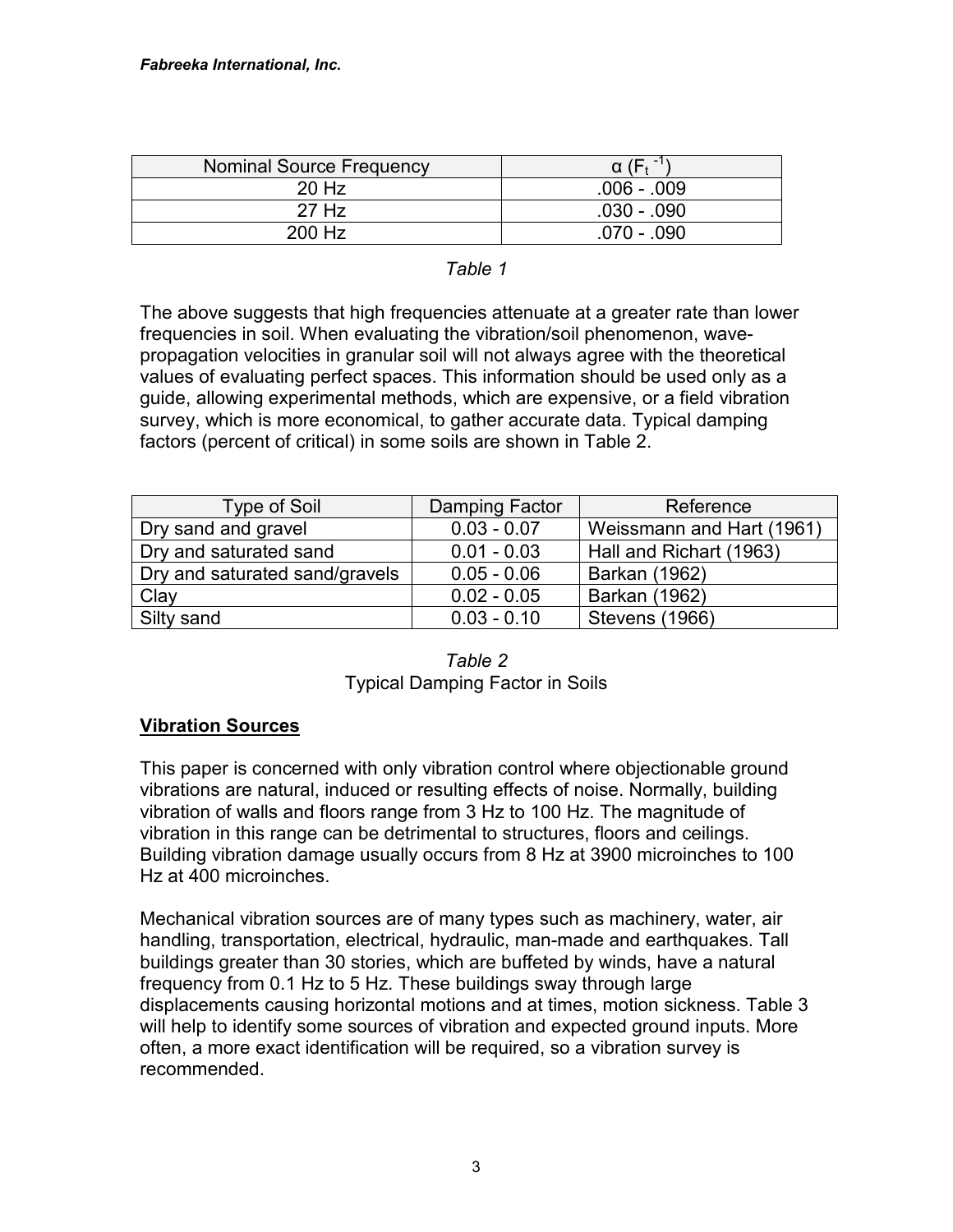| Nominal Source Frequency | $\alpha$ ($F_t^{-1}$) |
|---|---|
| 20 Hz | .006 - .009 |
| 27 Hz | .030 - .090 |
| 200 Hz | .070 - .090 |

*Table 1*

The above suggests that high frequencies attenuate at a greater rate than lower frequencies in soil. When evaluating the vibration/soil phenomenon, wave-propagation velocities in granular soil will not always agree with the theoretical values of evaluating perfect spaces. This information should be used only as a guide, allowing experimental methods, which are expensive, or a field vibration survey, which is more economical, to gather accurate data. Typical damping factors (percent of critical) in some soils are shown in Table 2.

| Type of Soil | Damping Factor | Reference |
|---|---|---|
| Dry sand and gravel | 0.03 - 0.07 | Weissmann and Hart (1961) |
| Dry and saturated sand | 0.01 - 0.03 | Hall and Richart (1963) |
| Dry and saturated sand/gravels | 0.05 - 0.06 | Barkan (1962) |
| Clay | 0.02 - 0.05 | Barkan (1962) |
| Silty sand | 0.03 - 0.10 | Stevens (1966) |

*Table 2*
Typical Damping Factor in Soils

## Vibration Sources

This paper is concerned with only vibration control where objectionable ground vibrations are natural, induced or resulting effects of noise. Normally, building vibration of walls and floors range from 3 Hz to 100 Hz. The magnitude of vibration in this range can be detrimental to structures, floors and ceilings. Building vibration damage usually occurs from 8 Hz at 3900 microinches to 100 Hz at 400 microinches.

Mechanical vibration sources are of many types such as machinery, water, air handling, transportation, electrical, hydraulic, man-made and earthquakes. Tall buildings greater than 30 stories, which are buffeted by winds, have a natural frequency from 0.1 Hz to 5 Hz. These buildings sway through large displacements causing horizontal motions and at times, motion sickness. Table 3 will help to identify some sources of vibration and expected ground inputs. More often, a more exact identification will be required, so a vibration survey is recommended.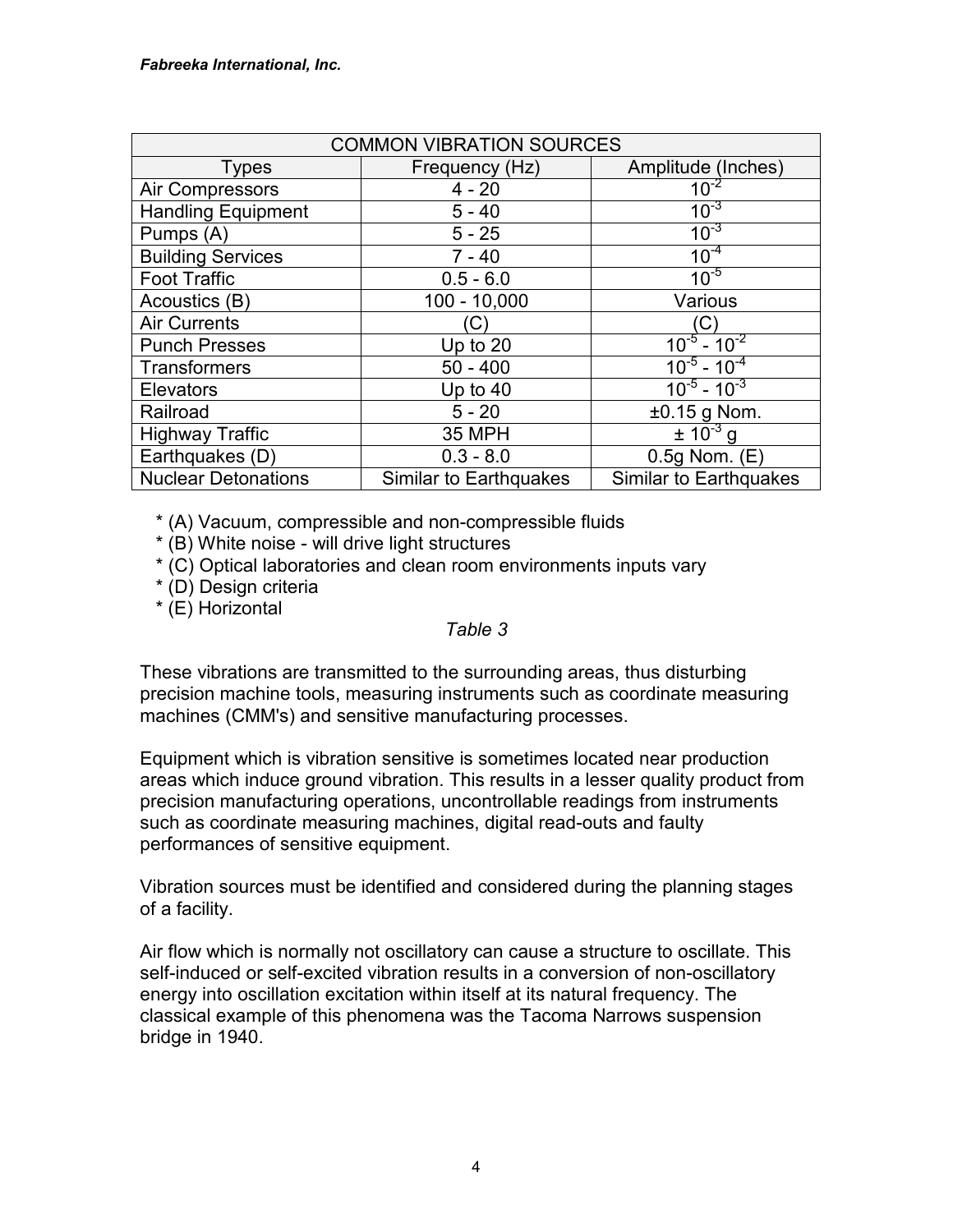| COMMON VIBRATION SOURCES | | |
|---|---|---|
| Types | Frequency (Hz) | Amplitude (Inches) |
| Air Compressors | 4 - 20 | $10^{-2}$ |
| Handling Equipment | 5 - 40 | $10^{-3}$ |
| Pumps (A) | 5 - 25 | $10^{-3}$ |
| Building Services | 7 - 40 | $10^{-4}$ |
| Foot Traffic | 0.5 - 6.0 | $10^{-5}$ |
| Acoustics (B) | 100 - 10,000 | Various |
| Air Currents | (C) | (C) |
| Punch Presses | Up to 20 | $10^{-5}$ - $10^{-2}$ |
| Transformers | 50 - 400 | $10^{-5}$ - $10^{-4}$ |
| Elevators | Up to 40 | $10^{-5}$ - $10^{-3}$ |
| Railroad | 5 - 20 | ±0.15 g Nom. |
| Highway Traffic | 35 MPH | ± $10^{-3}$ g |
| Earthquakes (D) | 0.3 - 8.0 | 0.5g Nom. (E) |
| Nuclear Detonations | Similar to Earthquakes | Similar to Earthquakes |

* (A) Vacuum, compressible and non-compressible fluids
* (B) White noise - will drive light structures
* (C) Optical laboratories and clean room environments inputs vary
* (D) Design criteria
* (E) Horizontal

*Table 3*

These vibrations are transmitted to the surrounding areas, thus disturbing precision machine tools, measuring instruments such as coordinate measuring machines (CMM's) and sensitive manufacturing processes.

Equipment which is vibration sensitive is sometimes located near production areas which induce ground vibration. This results in a lesser quality product from precision manufacturing operations, uncontrollable readings from instruments such as coordinate measuring machines, digital read-outs and faulty performances of sensitive equipment.

Vibration sources must be identified and considered during the planning stages of a facility.

Air flow which is normally not oscillatory can cause a structure to oscillate. This self-induced or self-excited vibration results in a conversion of non-oscillatory energy into oscillation excitation within itself at its natural frequency. The classical example of this phenomena was the Tacoma Narrows suspension bridge in 1940.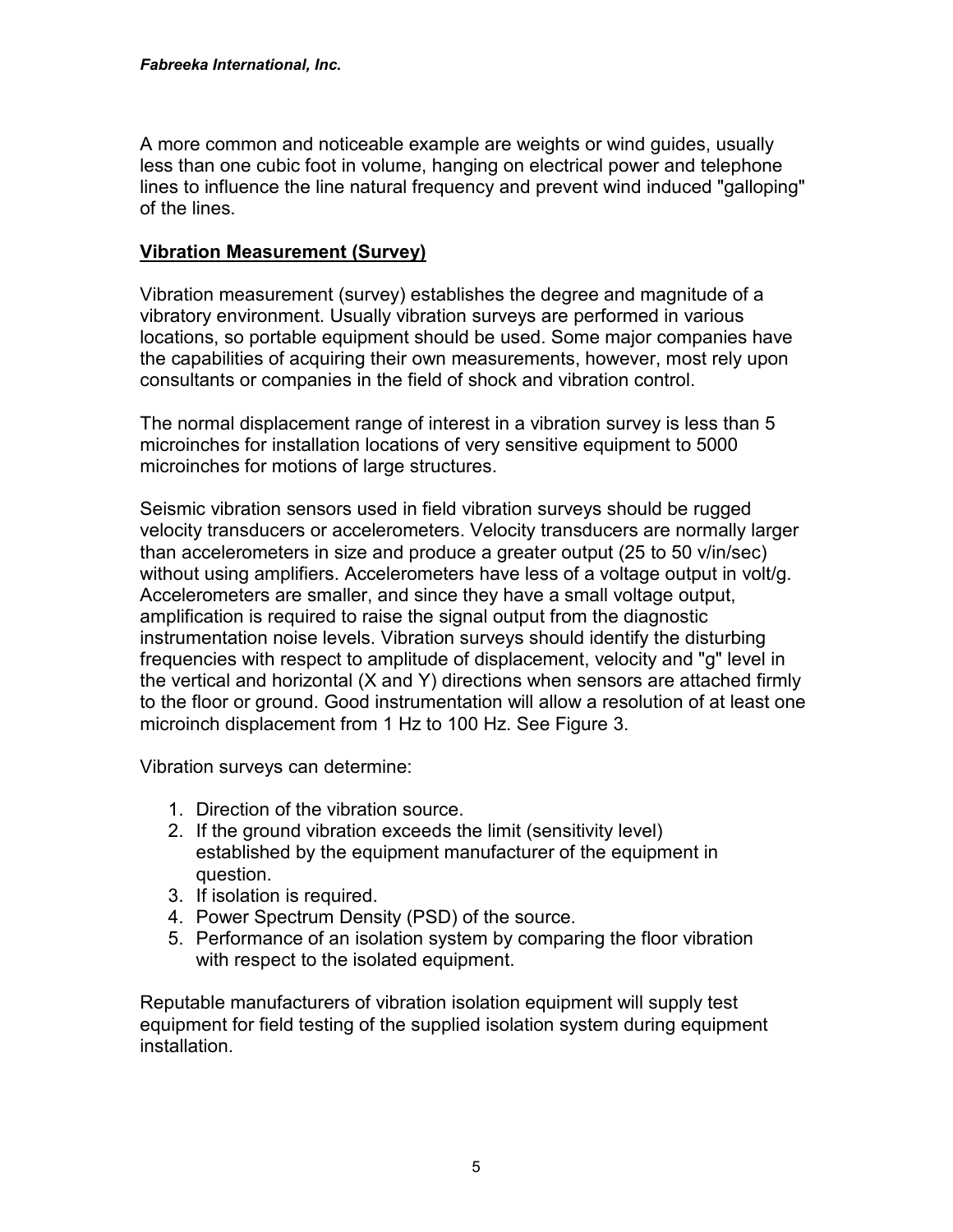A more common and noticeable example are weights or wind guides, usually less than one cubic foot in volume, hanging on electrical power and telephone lines to influence the line natural frequency and prevent wind induced "galloping" of the lines.

## Vibration Measurement (Survey)

Vibration measurement (survey) establishes the degree and magnitude of a vibratory environment. Usually vibration surveys are performed in various locations, so portable equipment should be used. Some major companies have the capabilities of acquiring their own measurements, however, most rely upon consultants or companies in the field of shock and vibration control.

The normal displacement range of interest in a vibration survey is less than 5 microinches for installation locations of very sensitive equipment to 5000 microinches for motions of large structures.

Seismic vibration sensors used in field vibration surveys should be rugged velocity transducers or accelerometers. Velocity transducers are normally larger than accelerometers in size and produce a greater output (25 to 50 v/in/sec) without using amplifiers. Accelerometers have less of a voltage output in volt/g. Accelerometers are smaller, and since they have a small voltage output, amplification is required to raise the signal output from the diagnostic instrumentation noise levels. Vibration surveys should identify the disturbing frequencies with respect to amplitude of displacement, velocity and "g" level in the vertical and horizontal (X and Y) directions when sensors are attached firmly to the floor or ground. Good instrumentation will allow a resolution of at least one microinch displacement from 1 Hz to 100 Hz. See Figure 3.

Vibration surveys can determine:

1. Direction of the vibration source.
2. If the ground vibration exceeds the limit (sensitivity level) established by the equipment manufacturer of the equipment in question.
3. If isolation is required.
4. Power Spectrum Density (PSD) of the source.
5. Performance of an isolation system by comparing the floor vibration with respect to the isolated equipment.

Reputable manufacturers of vibration isolation equipment will supply test equipment for field testing of the supplied isolation system during equipment installation.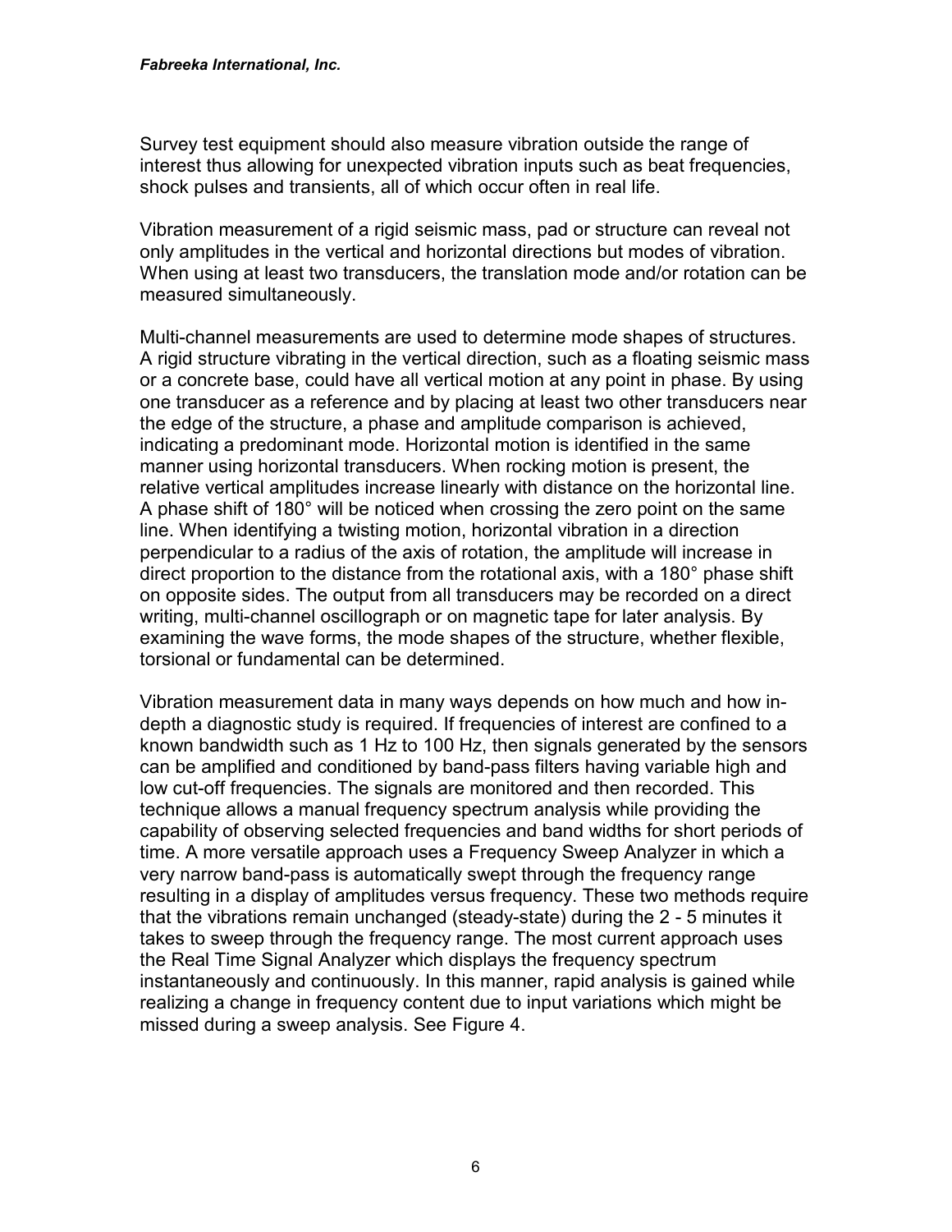Survey test equipment should also measure vibration outside the range of interest thus allowing for unexpected vibration inputs such as beat frequencies, shock pulses and transients, all of which occur often in real life.

Vibration measurement of a rigid seismic mass, pad or structure can reveal not only amplitudes in the vertical and horizontal directions but modes of vibration. When using at least two transducers, the translation mode and/or rotation can be measured simultaneously.

Multi-channel measurements are used to determine mode shapes of structures. A rigid structure vibrating in the vertical direction, such as a floating seismic mass or a concrete base, could have all vertical motion at any point in phase. By using one transducer as a reference and by placing at least two other transducers near the edge of the structure, a phase and amplitude comparison is achieved, indicating a predominant mode. Horizontal motion is identified in the same manner using horizontal transducers. When rocking motion is present, the relative vertical amplitudes increase linearly with distance on the horizontal line. A phase shift of 180° will be noticed when crossing the zero point on the same line. When identifying a twisting motion, horizontal vibration in a direction perpendicular to a radius of the axis of rotation, the amplitude will increase in direct proportion to the distance from the rotational axis, with a 180° phase shift on opposite sides. The output from all transducers may be recorded on a direct writing, multi-channel oscillograph or on magnetic tape for later analysis. By examining the wave forms, the mode shapes of the structure, whether flexible, torsional or fundamental can be determined.

Vibration measurement data in many ways depends on how much and how in-depth a diagnostic study is required. If frequencies of interest are confined to a known bandwidth such as 1 Hz to 100 Hz, then signals generated by the sensors can be amplified and conditioned by band-pass filters having variable high and low cut-off frequencies. The signals are monitored and then recorded. This technique allows a manual frequency spectrum analysis while providing the capability of observing selected frequencies and band widths for short periods of time. A more versatile approach uses a Frequency Sweep Analyzer in which a very narrow band-pass is automatically swept through the frequency range resulting in a display of amplitudes versus frequency. These two methods require that the vibrations remain unchanged (steady-state) during the 2 - 5 minutes it takes to sweep through the frequency range. The most current approach uses the Real Time Signal Analyzer which displays the frequency spectrum instantaneously and continuously. In this manner, rapid analysis is gained while realizing a change in frequency content due to input variations which might be missed during a sweep analysis. See Figure 4.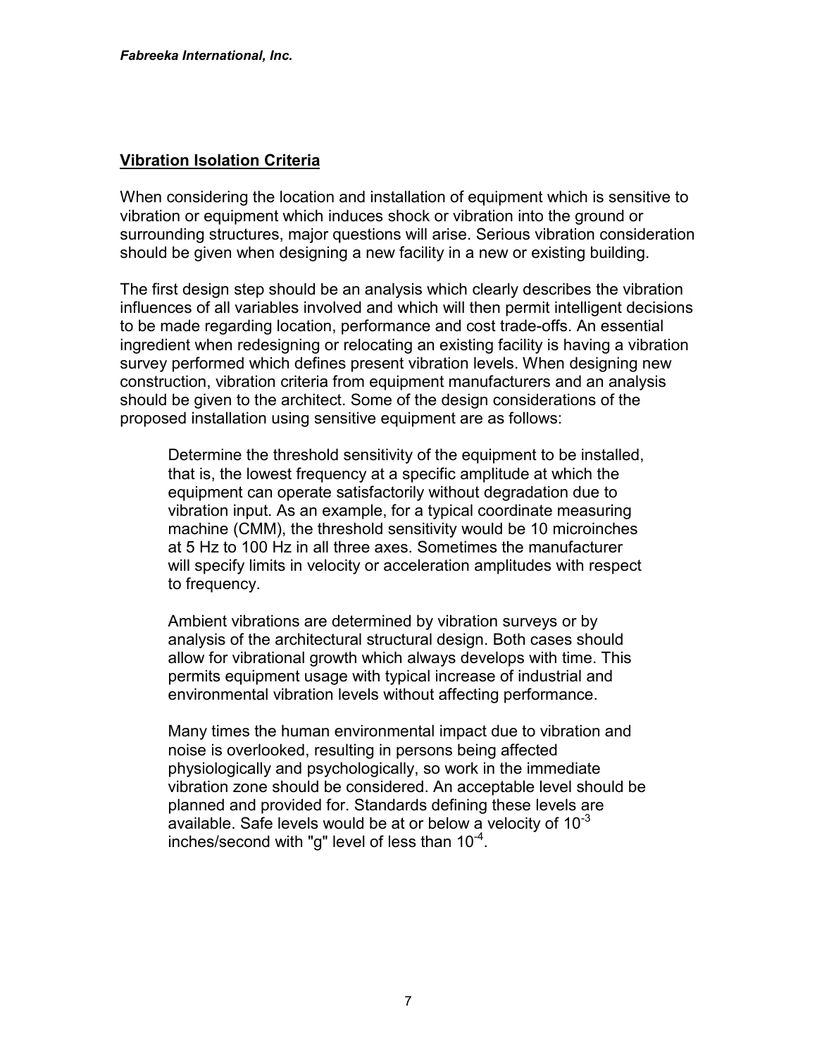## Vibration Isolation Criteria

When considering the location and installation of equipment which is sensitive to vibration or equipment which induces shock or vibration into the ground or surrounding structures, major questions will arise. Serious vibration consideration should be given when designing a new facility in a new or existing building.

The first design step should be an analysis which clearly describes the vibration influences of all variables involved and which will then permit intelligent decisions to be made regarding location, performance and cost trade-offs. An essential ingredient when redesigning or relocating an existing facility is having a vibration survey performed which defines present vibration levels. When designing new construction, vibration criteria from equipment manufacturers and an analysis should be given to the architect. Some of the design considerations of the proposed installation using sensitive equipment are as follows:

> Determine the threshold sensitivity of the equipment to be installed, that is, the lowest frequency at a specific amplitude at which the equipment can operate satisfactorily without degradation due to vibration input. As an example, for a typical coordinate measuring machine (CMM), the threshold sensitivity would be 10 microinches at 5 Hz to 100 Hz in all three axes. Sometimes the manufacturer will specify limits in velocity or acceleration amplitudes with respect to frequency.
>
> Ambient vibrations are determined by vibration surveys or by analysis of the architectural structural design. Both cases should allow for vibrational growth which always develops with time. This permits equipment usage with typical increase of industrial and environmental vibration levels without affecting performance.
>
> Many times the human environmental impact due to vibration and noise is overlooked, resulting in persons being affected physiologically and psychologically, so work in the immediate vibration zone should be considered. An acceptable level should be planned and provided for. Standards defining these levels are available. Safe levels would be at or below a velocity of $10^{-3}$ inches/second with "g" level of less than $10^{-4}$.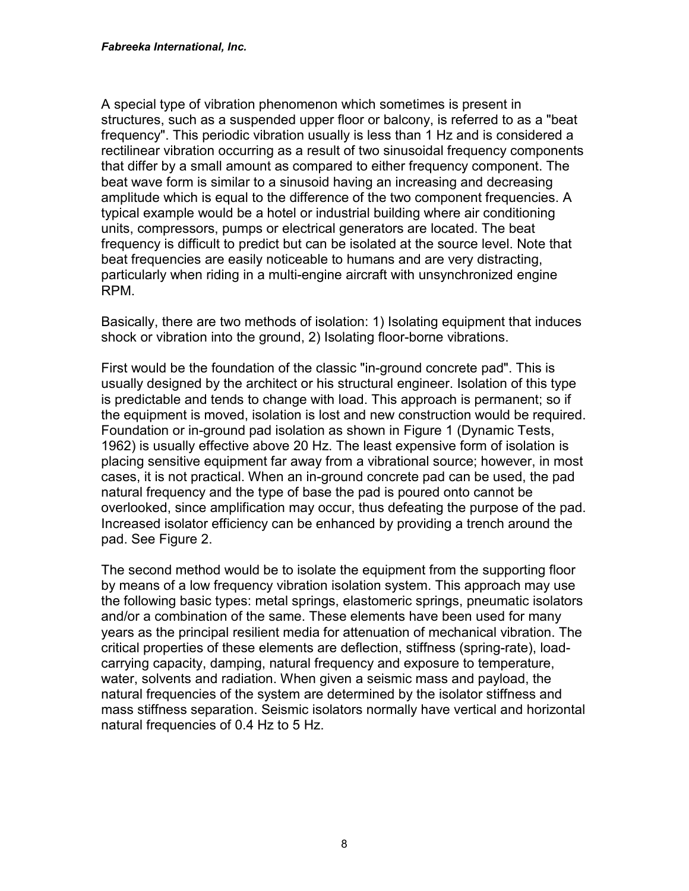A special type of vibration phenomenon which sometimes is present in structures, such as a suspended upper floor or balcony, is referred to as a "beat frequency". This periodic vibration usually is less than 1 Hz and is considered a rectilinear vibration occurring as a result of two sinusoidal frequency components that differ by a small amount as compared to either frequency component. The beat wave form is similar to a sinusoid having an increasing and decreasing amplitude which is equal to the difference of the two component frequencies. A typical example would be a hotel or industrial building where air conditioning units, compressors, pumps or electrical generators are located. The beat frequency is difficult to predict but can be isolated at the source level. Note that beat frequencies are easily noticeable to humans and are very distracting, particularly when riding in a multi-engine aircraft with unsynchronized engine RPM.

Basically, there are two methods of isolation: 1) Isolating equipment that induces shock or vibration into the ground, 2) Isolating floor-borne vibrations.

First would be the foundation of the classic "in-ground concrete pad". This is usually designed by the architect or his structural engineer. Isolation of this type is predictable and tends to change with load. This approach is permanent; so if the equipment is moved, isolation is lost and new construction would be required. Foundation or in-ground pad isolation as shown in Figure 1 (Dynamic Tests, 1962) is usually effective above 20 Hz. The least expensive form of isolation is placing sensitive equipment far away from a vibrational source; however, in most cases, it is not practical. When an in-ground concrete pad can be used, the pad natural frequency and the type of base the pad is poured onto cannot be overlooked, since amplification may occur, thus defeating the purpose of the pad. Increased isolator efficiency can be enhanced by providing a trench around the pad. See Figure 2.

The second method would be to isolate the equipment from the supporting floor by means of a low frequency vibration isolation system. This approach may use the following basic types: metal springs, elastomeric springs, pneumatic isolators and/or a combination of the same. These elements have been used for many years as the principal resilient media for attenuation of mechanical vibration. The critical properties of these elements are deflection, stiffness (spring-rate), load-carrying capacity, damping, natural frequency and exposure to temperature, water, solvents and radiation. When given a seismic mass and payload, the natural frequencies of the system are determined by the isolator stiffness and mass stiffness separation. Seismic isolators normally have vertical and horizontal natural frequencies of 0.4 Hz to 5 Hz.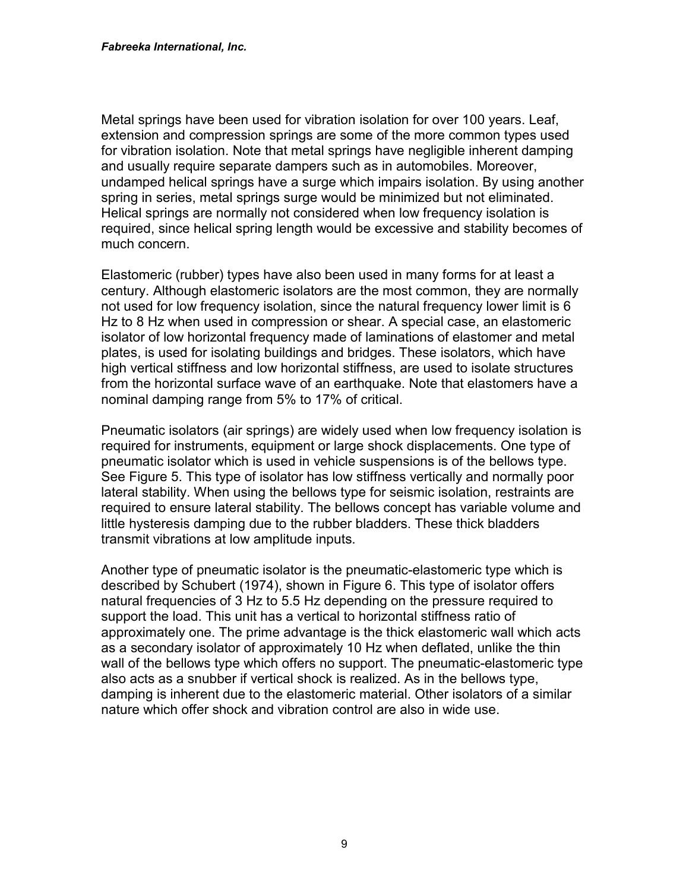Metal springs have been used for vibration isolation for over 100 years. Leaf, extension and compression springs are some of the more common types used for vibration isolation. Note that metal springs have negligible inherent damping and usually require separate dampers such as in automobiles. Moreover, undamped helical springs have a surge which impairs isolation. By using another spring in series, metal springs surge would be minimized but not eliminated. Helical springs are normally not considered when low frequency isolation is required, since helical spring length would be excessive and stability becomes of much concern.

Elastomeric (rubber) types have also been used in many forms for at least a century. Although elastomeric isolators are the most common, they are normally not used for low frequency isolation, since the natural frequency lower limit is 6 Hz to 8 Hz when used in compression or shear. A special case, an elastomeric isolator of low horizontal frequency made of laminations of elastomer and metal plates, is used for isolating buildings and bridges. These isolators, which have high vertical stiffness and low horizontal stiffness, are used to isolate structures from the horizontal surface wave of an earthquake. Note that elastomers have a nominal damping range from 5% to 17% of critical.

Pneumatic isolators (air springs) are widely used when low frequency isolation is required for instruments, equipment or large shock displacements. One type of pneumatic isolator which is used in vehicle suspensions is of the bellows type. See Figure 5. This type of isolator has low stiffness vertically and normally poor lateral stability. When using the bellows type for seismic isolation, restraints are required to ensure lateral stability. The bellows concept has variable volume and little hysteresis damping due to the rubber bladders. These thick bladders transmit vibrations at low amplitude inputs.

Another type of pneumatic isolator is the pneumatic-elastomeric type which is described by Schubert (1974), shown in Figure 6. This type of isolator offers natural frequencies of 3 Hz to 5.5 Hz depending on the pressure required to support the load. This unit has a vertical to horizontal stiffness ratio of approximately one. The prime advantage is the thick elastomeric wall which acts as a secondary isolator of approximately 10 Hz when deflated, unlike the thin wall of the bellows type which offers no support. The pneumatic-elastomeric type also acts as a snubber if vertical shock is realized. As in the bellows type, damping is inherent due to the elastomeric material. Other isolators of a similar nature which offer shock and vibration control are also in wide use.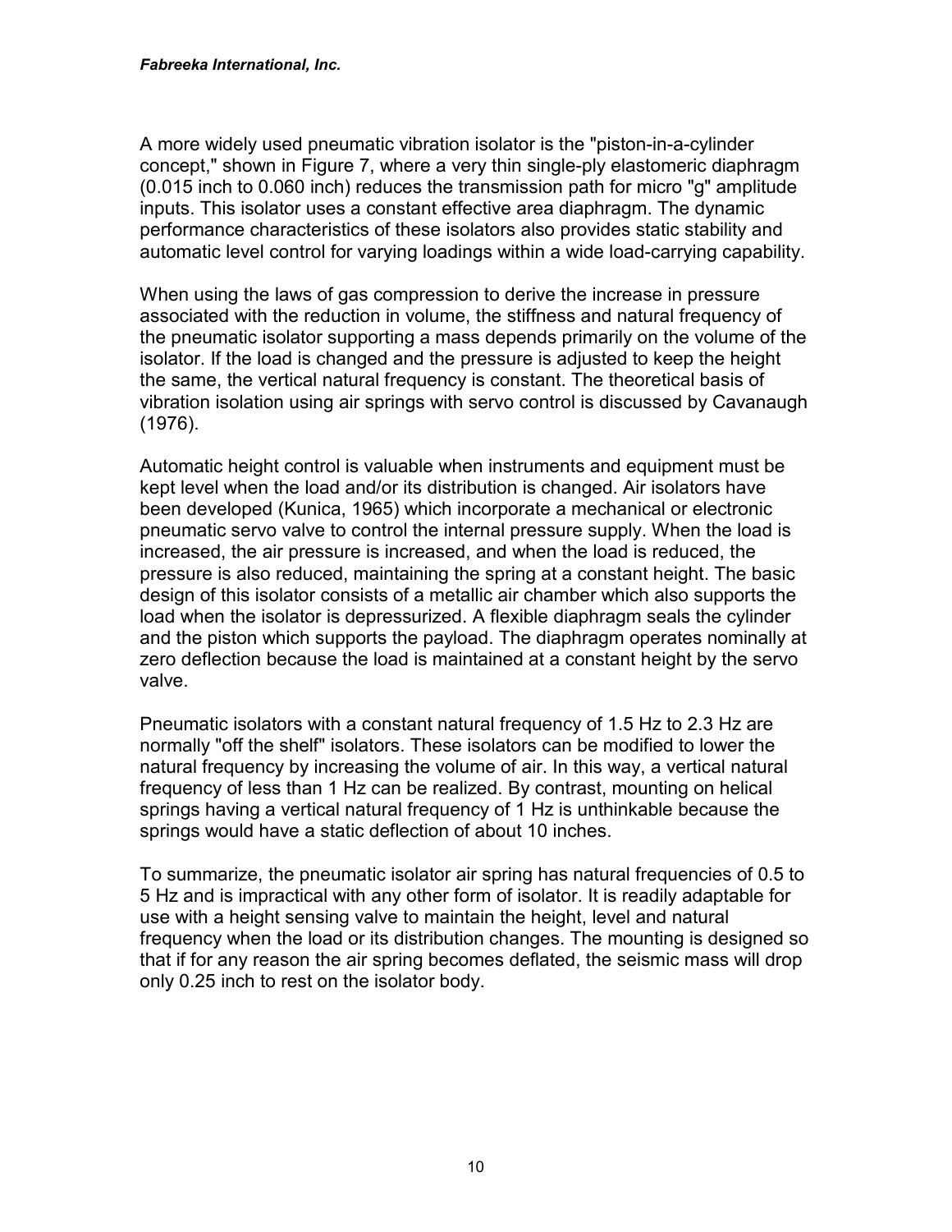A more widely used pneumatic vibration isolator is the "piston-in-a-cylinder concept," shown in Figure 7, where a very thin single-ply elastomeric diaphragm (0.015 inch to 0.060 inch) reduces the transmission path for micro "g" amplitude inputs. This isolator uses a constant effective area diaphragm. The dynamic performance characteristics of these isolators also provides static stability and automatic level control for varying loadings within a wide load-carrying capability.

When using the laws of gas compression to derive the increase in pressure associated with the reduction in volume, the stiffness and natural frequency of the pneumatic isolator supporting a mass depends primarily on the volume of the isolator. If the load is changed and the pressure is adjusted to keep the height the same, the vertical natural frequency is constant. The theoretical basis of vibration isolation using air springs with servo control is discussed by Cavanaugh (1976).

Automatic height control is valuable when instruments and equipment must be kept level when the load and/or its distribution is changed. Air isolators have been developed (Kunica, 1965) which incorporate a mechanical or electronic pneumatic servo valve to control the internal pressure supply. When the load is increased, the air pressure is increased, and when the load is reduced, the pressure is also reduced, maintaining the spring at a constant height. The basic design of this isolator consists of a metallic air chamber which also supports the load when the isolator is depressurized. A flexible diaphragm seals the cylinder and the piston which supports the payload. The diaphragm operates nominally at zero deflection because the load is maintained at a constant height by the servo valve.

Pneumatic isolators with a constant natural frequency of 1.5 Hz to 2.3 Hz are normally "off the shelf" isolators. These isolators can be modified to lower the natural frequency by increasing the volume of air. In this way, a vertical natural frequency of less than 1 Hz can be realized. By contrast, mounting on helical springs having a vertical natural frequency of 1 Hz is unthinkable because the springs would have a static deflection of about 10 inches.

To summarize, the pneumatic isolator air spring has natural frequencies of 0.5 to 5 Hz and is impractical with any other form of isolator. It is readily adaptable for use with a height sensing valve to maintain the height, level and natural frequency when the load or its distribution changes. The mounting is designed so that if for any reason the air spring becomes deflated, the seismic mass will drop only 0.25 inch to rest on the isolator body.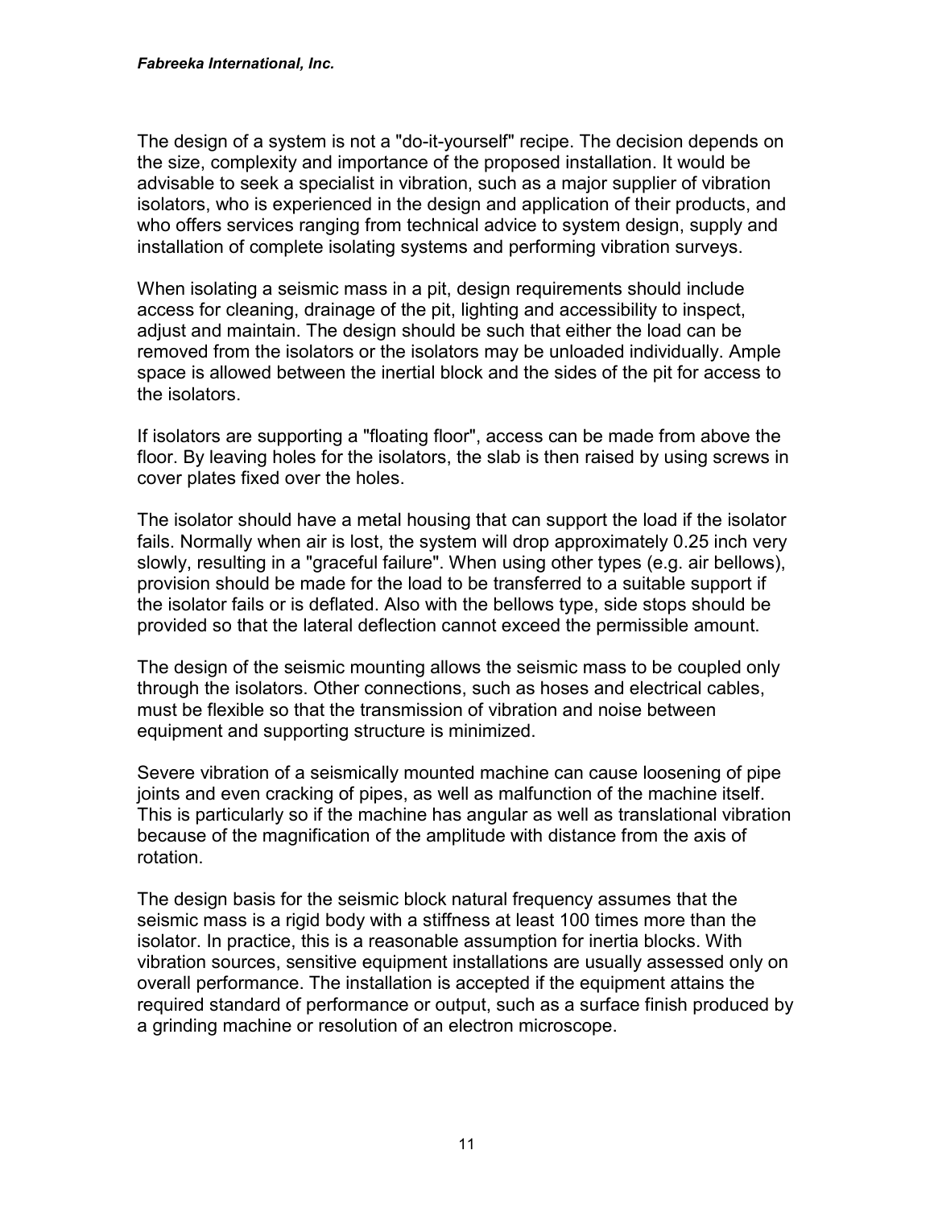The design of a system is not a "do-it-yourself" recipe. The decision depends on the size, complexity and importance of the proposed installation. It would be advisable to seek a specialist in vibration, such as a major supplier of vibration isolators, who is experienced in the design and application of their products, and who offers services ranging from technical advice to system design, supply and installation of complete isolating systems and performing vibration surveys.

When isolating a seismic mass in a pit, design requirements should include access for cleaning, drainage of the pit, lighting and accessibility to inspect, adjust and maintain. The design should be such that either the load can be removed from the isolators or the isolators may be unloaded individually. Ample space is allowed between the inertial block and the sides of the pit for access to the isolators.

If isolators are supporting a "floating floor", access can be made from above the floor. By leaving holes for the isolators, the slab is then raised by using screws in cover plates fixed over the holes.

The isolator should have a metal housing that can support the load if the isolator fails. Normally when air is lost, the system will drop approximately 0.25 inch very slowly, resulting in a "graceful failure". When using other types (e.g. air bellows), provision should be made for the load to be transferred to a suitable support if the isolator fails or is deflated. Also with the bellows type, side stops should be provided so that the lateral deflection cannot exceed the permissible amount.

The design of the seismic mounting allows the seismic mass to be coupled only through the isolators. Other connections, such as hoses and electrical cables, must be flexible so that the transmission of vibration and noise between equipment and supporting structure is minimized.

Severe vibration of a seismically mounted machine can cause loosening of pipe joints and even cracking of pipes, as well as malfunction of the machine itself. This is particularly so if the machine has angular as well as translational vibration because of the magnification of the amplitude with distance from the axis of rotation.

The design basis for the seismic block natural frequency assumes that the seismic mass is a rigid body with a stiffness at least 100 times more than the isolator. In practice, this is a reasonable assumption for inertia blocks. With vibration sources, sensitive equipment installations are usually assessed only on overall performance. The installation is accepted if the equipment attains the required standard of performance or output, such as a surface finish produced by a grinding machine or resolution of an electron microscope.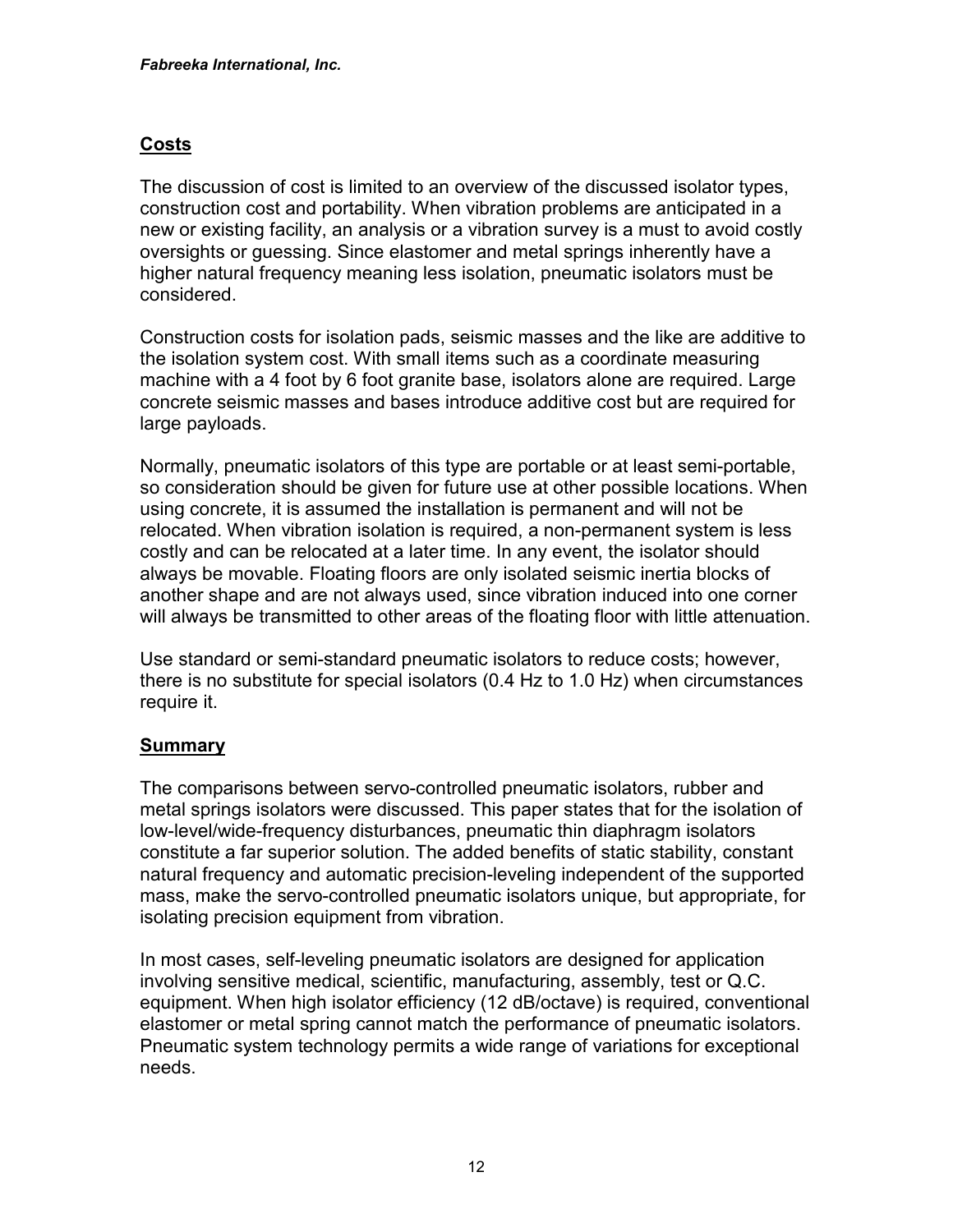## Costs

The discussion of cost is limited to an overview of the discussed isolator types, construction cost and portability. When vibration problems are anticipated in a new or existing facility, an analysis or a vibration survey is a must to avoid costly oversights or guessing. Since elastomer and metal springs inherently have a higher natural frequency meaning less isolation, pneumatic isolators must be considered.

Construction costs for isolation pads, seismic masses and the like are additive to the isolation system cost. With small items such as a coordinate measuring machine with a 4 foot by 6 foot granite base, isolators alone are required. Large concrete seismic masses and bases introduce additive cost but are required for large payloads.

Normally, pneumatic isolators of this type are portable or at least semi-portable, so consideration should be given for future use at other possible locations. When using concrete, it is assumed the installation is permanent and will not be relocated. When vibration isolation is required, a non-permanent system is less costly and can be relocated at a later time. In any event, the isolator should always be movable. Floating floors are only isolated seismic inertia blocks of another shape and are not always used, since vibration induced into one corner will always be transmitted to other areas of the floating floor with little attenuation.

Use standard or semi-standard pneumatic isolators to reduce costs; however, there is no substitute for special isolators (0.4 Hz to 1.0 Hz) when circumstances require it.

## Summary

The comparisons between servo-controlled pneumatic isolators, rubber and metal springs isolators were discussed. This paper states that for the isolation of low-level/wide-frequency disturbances, pneumatic thin diaphragm isolators constitute a far superior solution. The added benefits of static stability, constant natural frequency and automatic precision-leveling independent of the supported mass, make the servo-controlled pneumatic isolators unique, but appropriate, for isolating precision equipment from vibration.

In most cases, self-leveling pneumatic isolators are designed for application involving sensitive medical, scientific, manufacturing, assembly, test or Q.C. equipment. When high isolator efficiency (12 dB/octave) is required, conventional elastomer or metal spring cannot match the performance of pneumatic isolators. Pneumatic system technology permits a wide range of variations for exceptional needs.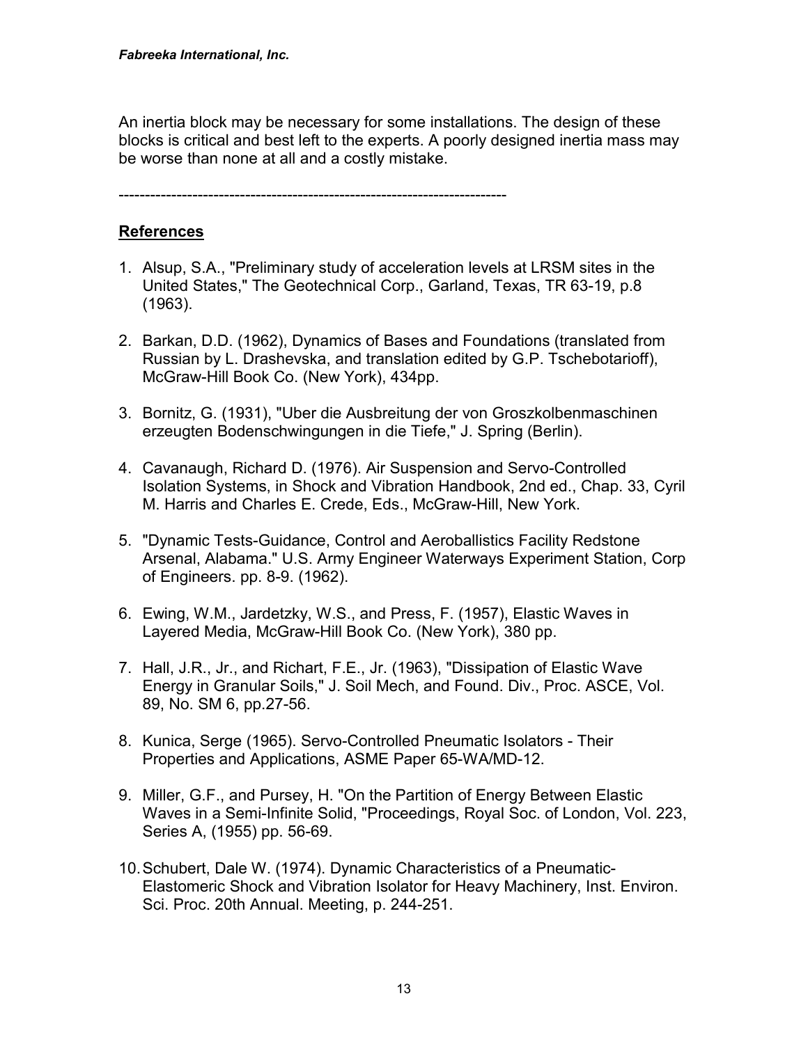An inertia block may be necessary for some installations. The design of these blocks is critical and best left to the experts. A poorly designed inertia mass may be worse than none at all and a costly mistake.

---

## References

1. Alsup, S.A., "Preliminary study of acceleration levels at LRSM sites in the United States," The Geotechnical Corp., Garland, Texas, TR 63-19, p.8 (1963).

2. Barkan, D.D. (1962), Dynamics of Bases and Foundations (translated from Russian by L. Drashevska, and translation edited by G.P. Tschebotarioff), McGraw-Hill Book Co. (New York), 434pp.

3. Bornitz, G. (1931), "Uber die Ausbreitung der von Groszkolbenmaschinen erzeugten Bodenschwingungen in die Tiefe," J. Spring (Berlin).

4. Cavanaugh, Richard D. (1976). Air Suspension and Servo-Controlled Isolation Systems, in Shock and Vibration Handbook, 2nd ed., Chap. 33, Cyril M. Harris and Charles E. Crede, Eds., McGraw-Hill, New York.

5. "Dynamic Tests-Guidance, Control and Aeroballistics Facility Redstone Arsenal, Alabama." U.S. Army Engineer Waterways Experiment Station, Corp of Engineers. pp. 8-9. (1962).

6. Ewing, W.M., Jardetzky, W.S., and Press, F. (1957), Elastic Waves in Layered Media, McGraw-Hill Book Co. (New York), 380 pp.

7. Hall, J.R., Jr., and Richart, F.E., Jr. (1963), "Dissipation of Elastic Wave Energy in Granular Soils," J. Soil Mech, and Found. Div., Proc. ASCE, Vol. 89, No. SM 6, pp.27-56.

8. Kunica, Serge (1965). Servo-Controlled Pneumatic Isolators - Their Properties and Applications, ASME Paper 65-WA/MD-12.

9. Miller, G.F., and Pursey, H. "On the Partition of Energy Between Elastic Waves in a Semi-Infinite Solid, "Proceedings, Royal Soc. of London, Vol. 223, Series A, (1955) pp. 56-69.

10. Schubert, Dale W. (1974). Dynamic Characteristics of a Pneumatic-Elastomeric Shock and Vibration Isolator for Heavy Machinery, Inst. Environ. Sci. Proc. 20th Annual. Meeting, p. 244-251.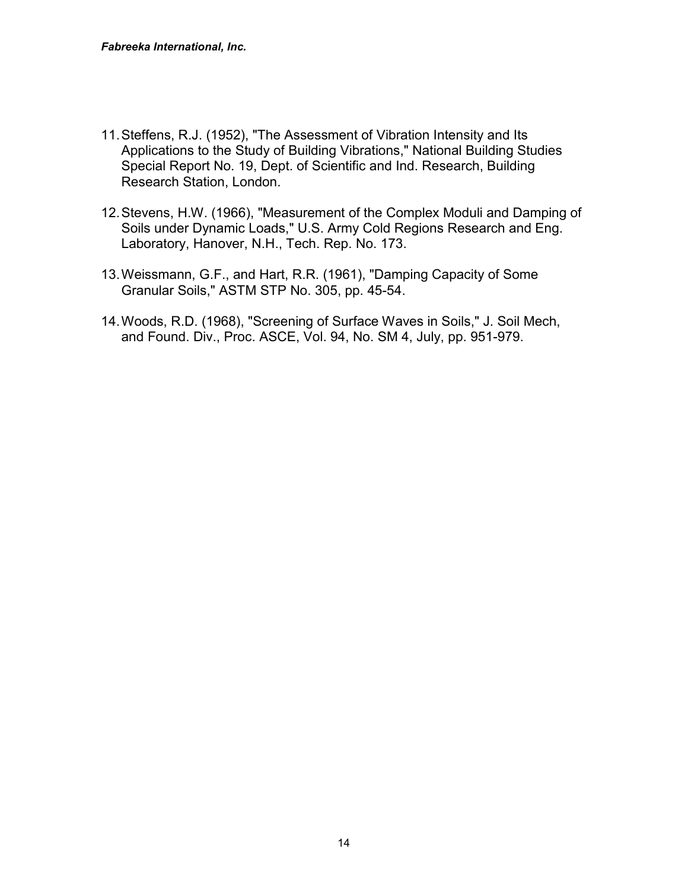11. Steffens, R.J. (1952), "The Assessment of Vibration Intensity and Its Applications to the Study of Building Vibrations," National Building Studies Special Report No. 19, Dept. of Scientific and Ind. Research, Building Research Station, London.

12. Stevens, H.W. (1966), "Measurement of the Complex Moduli and Damping of Soils under Dynamic Loads," U.S. Army Cold Regions Research and Eng. Laboratory, Hanover, N.H., Tech. Rep. No. 173.

13. Weissmann, G.F., and Hart, R.R. (1961), "Damping Capacity of Some Granular Soils," ASTM STP No. 305, pp. 45-54.

14. Woods, R.D. (1968), "Screening of Surface Waves in Soils," J. Soil Mech, and Found. Div., Proc. ASCE, Vol. 94, No. SM 4, July, pp. 951-979.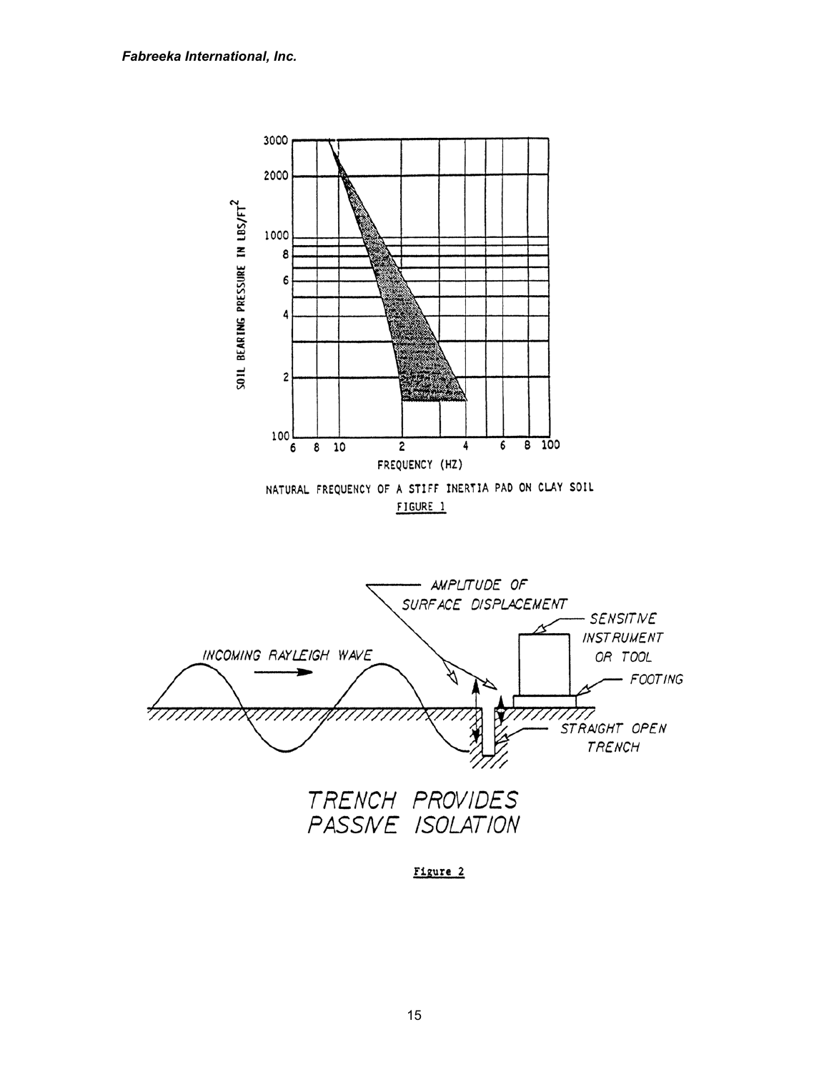NATURAL FREQUENCY OF A STIFF INERTIA PAD ON CLAY SOIL

FIGURE 1

TRENCH PROVIDES PASSIVE ISOLATION

Figure 2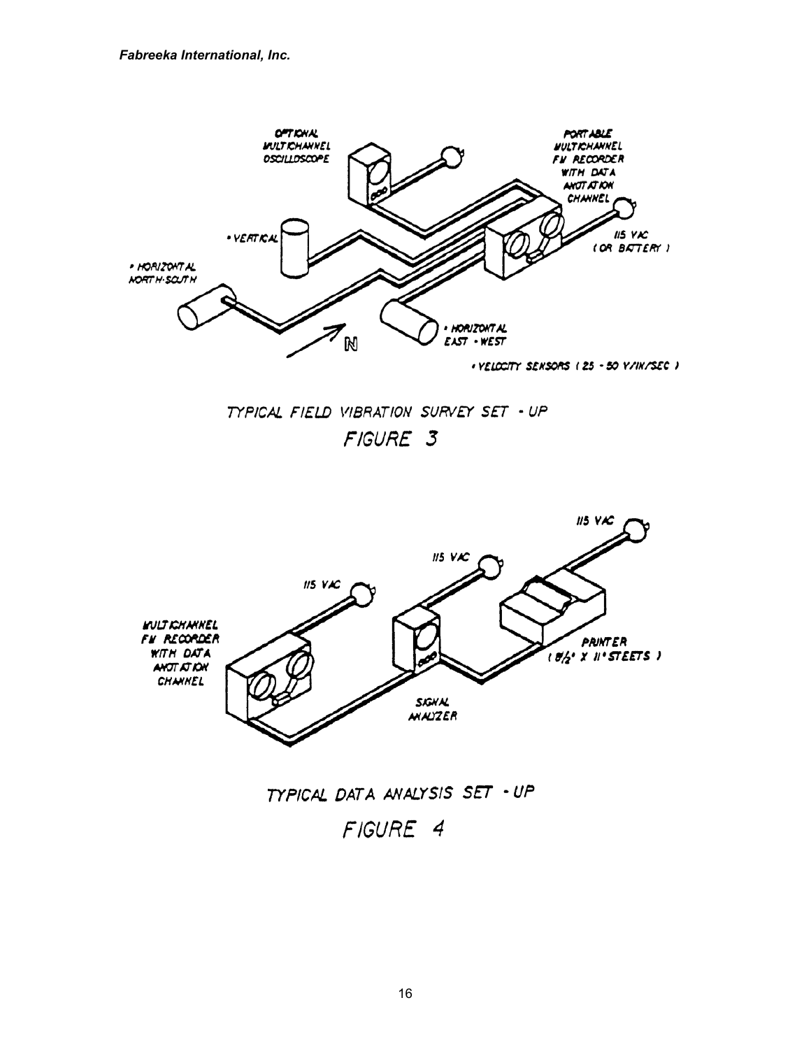OPTIONAL MULTICHANNEL OSCILLOSCOPE

PORTABLE MULTICHANNEL FM RECORDER WITH DATA ANOTATION CHANNEL

• VERTICAL

115 VAC (OR BATTERY)

• HORIZONTAL NORTH-SOUTH

• HORIZONTAL EAST - WEST

N

• VELOCITY SENSORS (25 - 50 V/IN/SEC)

TYPICAL FIELD VIBRATION SURVEY SET - UP

FIGURE 3

115 VAC

115 VAC

115 VAC

MULTICHANNEL FM RECORDER WITH DATA ANOTATION CHANNEL

PRINTER (8½" X 11" STEETS)

SIGNAL ANALYZER

TYPICAL DATA ANALYSIS SET - UP

FIGURE 4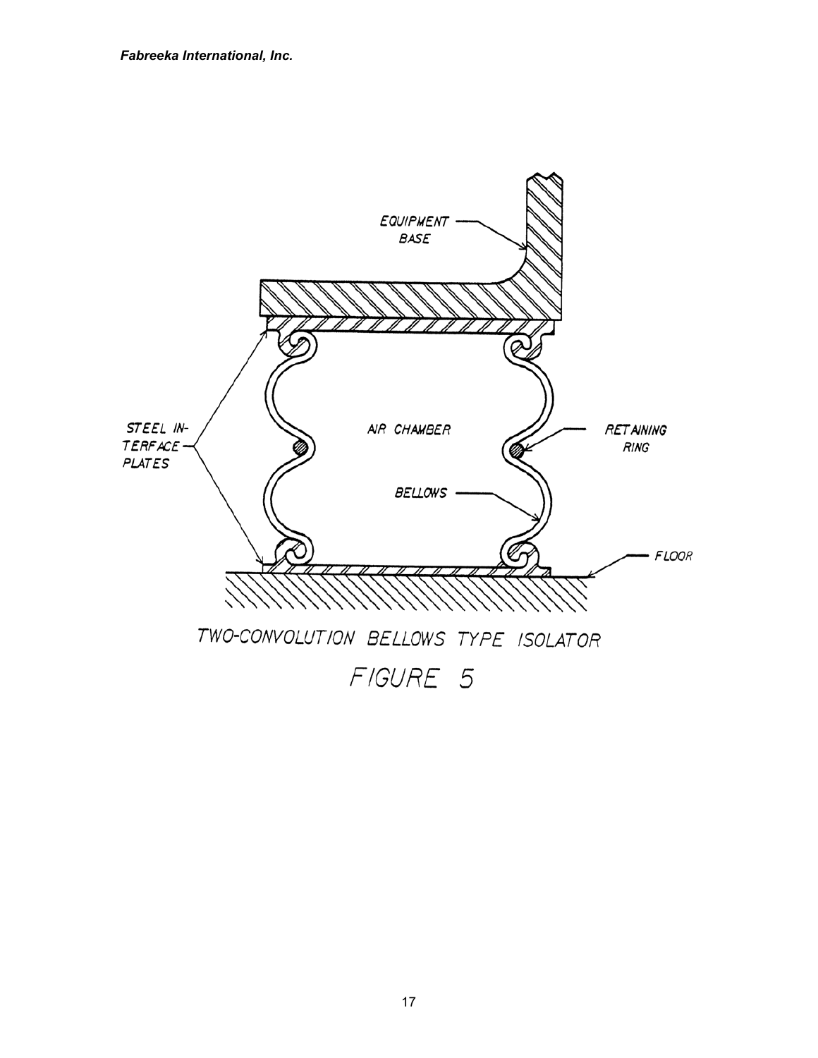TWO-CONVOLUTION BELLOWS TYPE ISOLATOR

FIGURE 5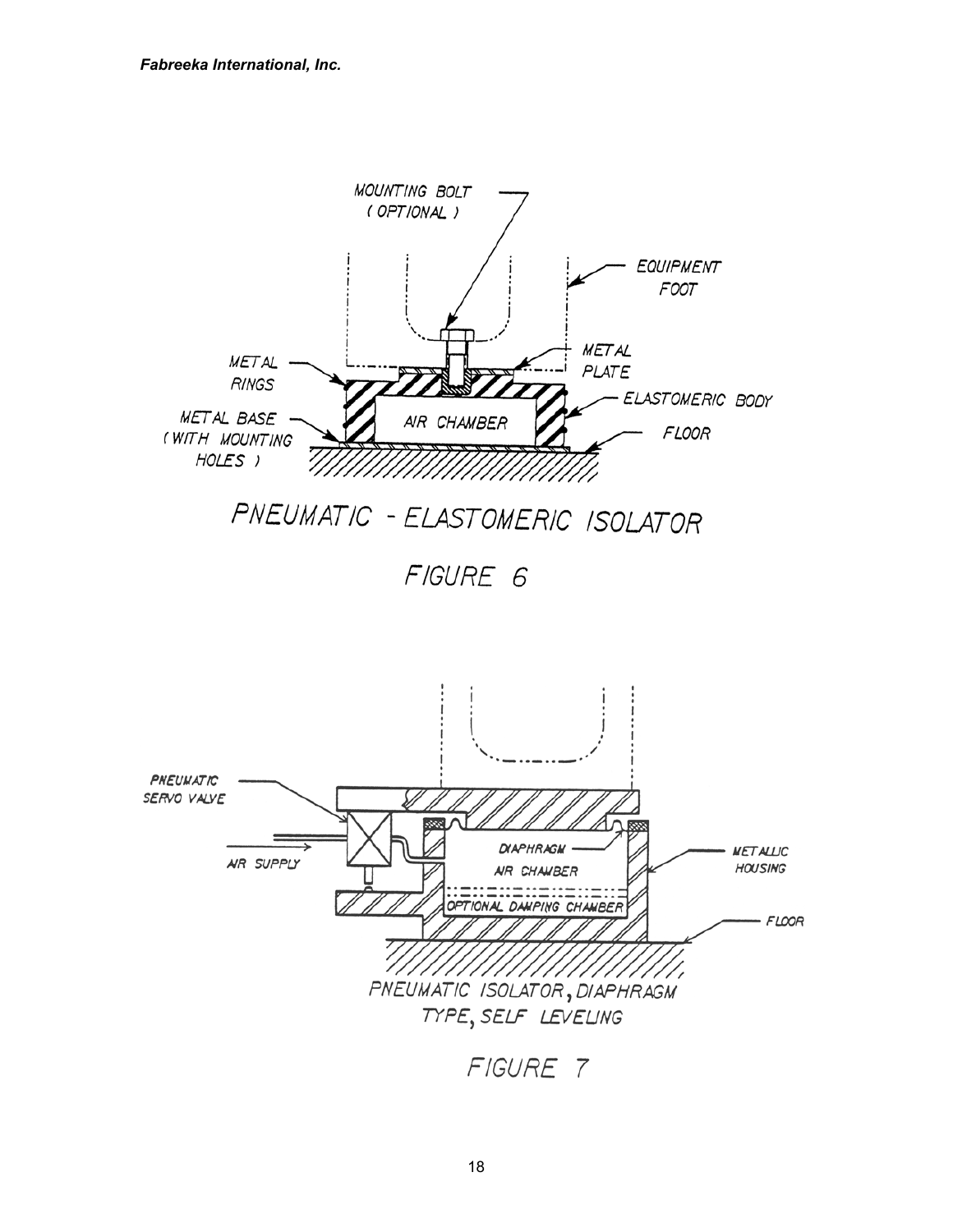MOUNTING BOLT
( OPTIONAL )

EQUIPMENT
FOOT

METAL
RINGS

METAL
PLATE

ELASTOMERIC BODY

METAL BASE
( WITH MOUNTING
HOLES )

AIR CHAMBER

FLOOR

PNEUMATIC - ELASTOMERIC ISOLATOR

FIGURE 6

PNEUMATIC
SERVO VALVE

AIR SUPPLY

DIAPHRAGM

AIR CHAMBER

OPTIONAL DAMPING CHAMBER

METALLIC
HOUSING

FLOOR

PNEUMATIC ISOLATOR, DIAPHRAGM
TYPE, SELF LEVELING

FIGURE 7